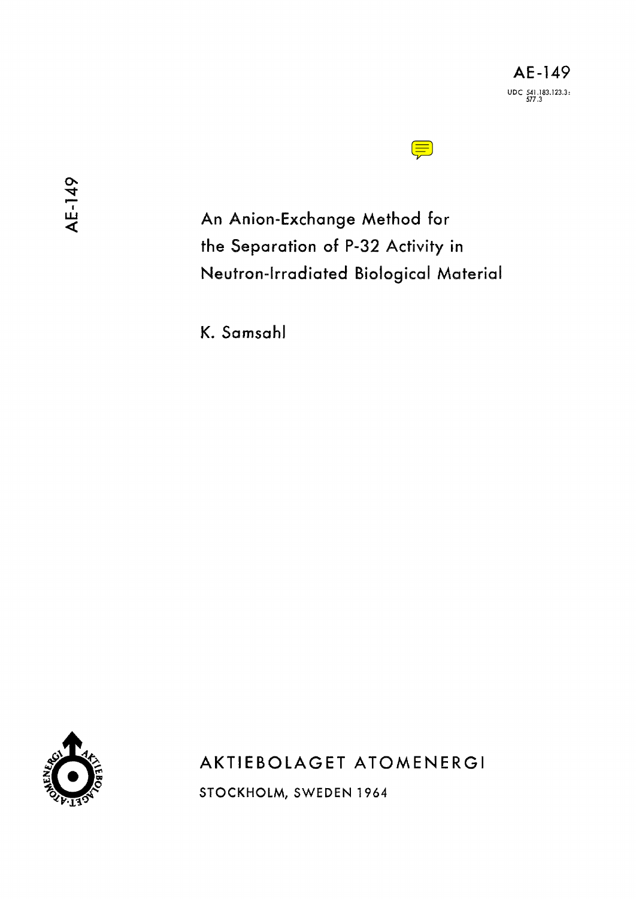AE-149

UDC 541.183.123.3:
577.3

AE-149

# An Anion-Exchange Method for the Separation of P-32 Activity in Neutron-Irradiated Biological Material

K. Samsahl

AKTIEBOLAGET ATOMENERGI

STOCKHOLM, SWEDEN 1964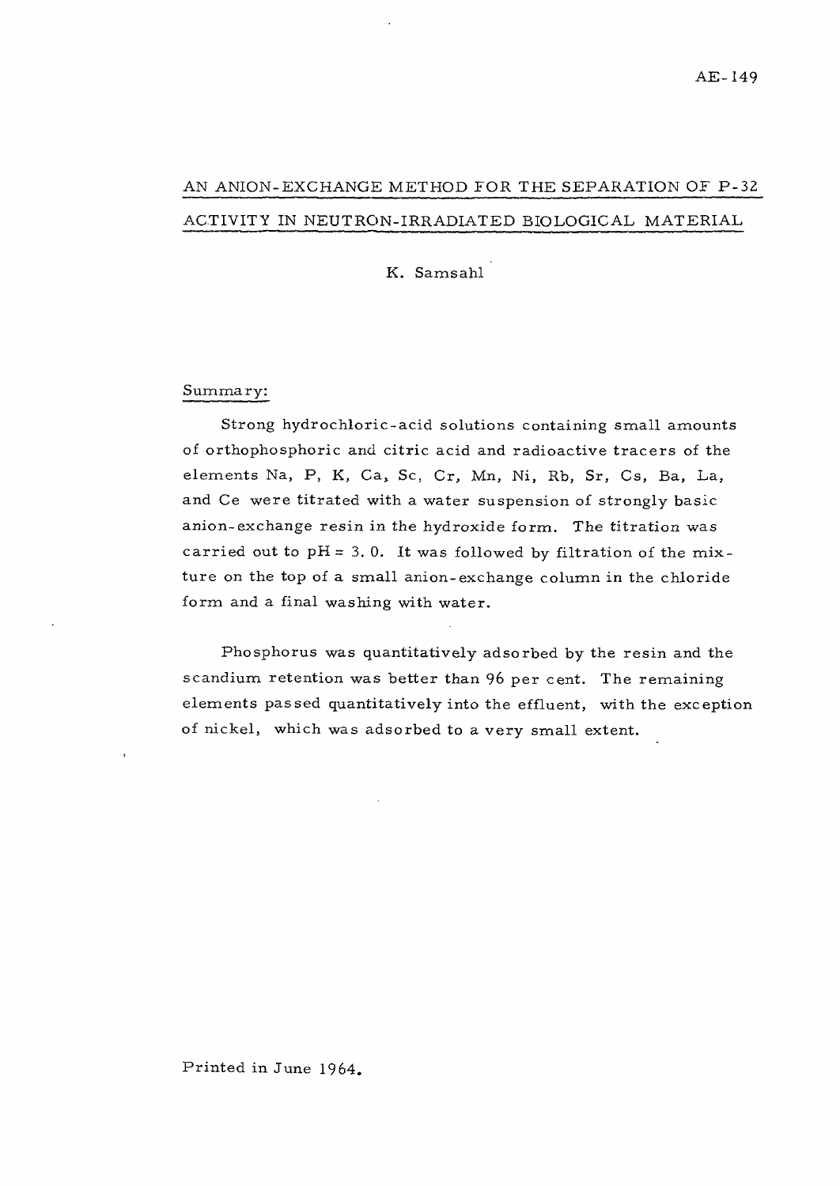AE-149

# AN ANION-EXCHANGE METHOD FOR THE SEPARATION OF P-32 ACTIVITY IN NEUTRON-IRRADIATED BIOLOGICAL MATERIAL

K. Samsahl

## Summary:

Strong hydrochloric-acid solutions containing small amounts of orthophosphoric and citric acid and radioactive tracers of the elements Na, P, K, Ca, Sc, Cr, Mn, Ni, Rb, Sr, Cs, Ba, La, and Ce were titrated with a water suspension of strongly basic anion-exchange resin in the hydroxide form. The titration was carried out to pH = 3.0. It was followed by filtration of the mixture on the top of a small anion-exchange column in the chloride form and a final washing with water.

Phosphorus was quantitatively adsorbed by the resin and the scandium retention was better than 96 per cent. The remaining elements passed quantitatively into the effluent, with the exception of nickel, which was adsorbed to a very small extent.

Printed in June 1964.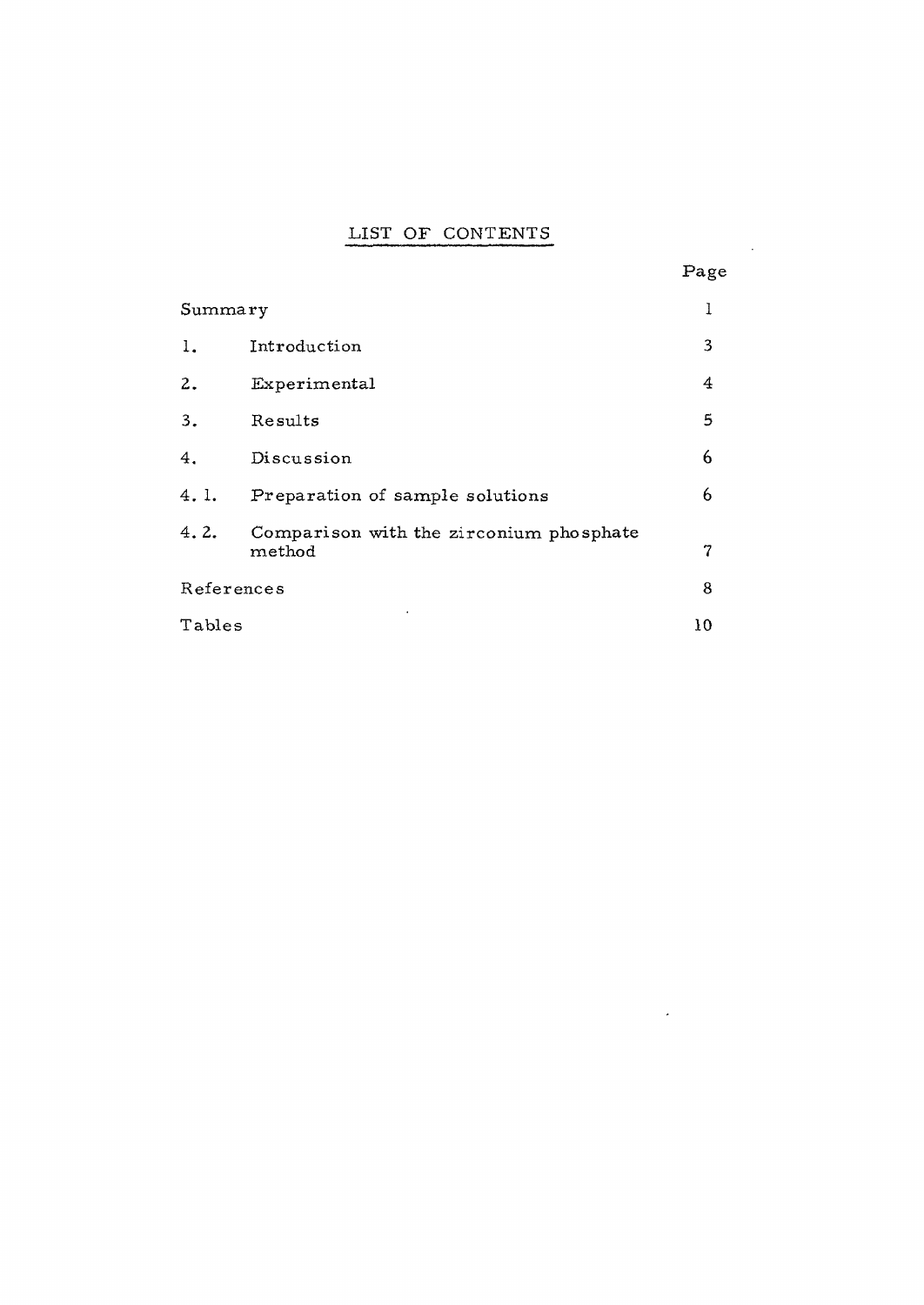# LIST OF CONTENTS

| | | Page |
|---|---|---|
| Summary | | 1 |
| 1. | Introduction | 3 |
| 2. | Experimental | 4 |
| 3. | Results | 5 |
| 4. | Discussion | 6 |
| 4. 1. | Preparation of sample solutions | 6 |
| 4. 2. | Comparison with the zirconium phosphate method | 7 |
| References | | 8 |
| Tables | | 10 |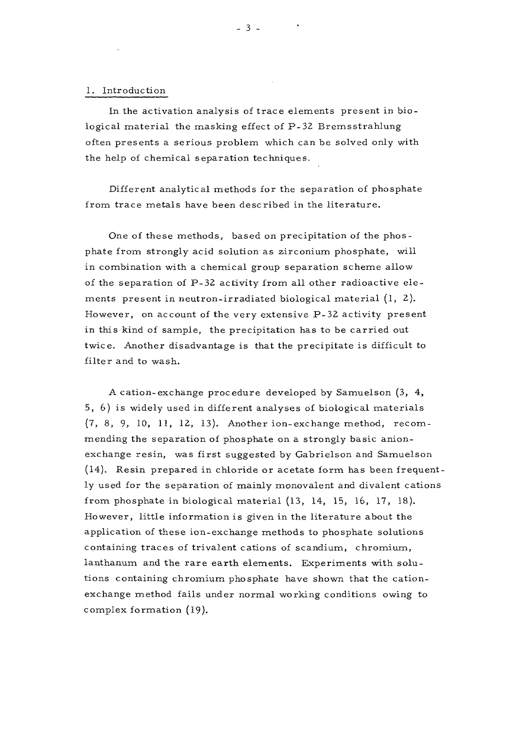## 1. Introduction

In the activation analysis of trace elements present in biological material the masking effect of P-32 Bremsstrahlung often presents a serious problem which can be solved only with the help of chemical separation techniques.

Different analytical methods for the separation of phosphate from trace metals have been described in the literature.

One of these methods, based on precipitation of the phosphate from strongly acid solution as zirconium phosphate, will in combination with a chemical group separation scheme allow of the separation of P-32 activity from all other radioactive elements present in neutron-irradiated biological material (1, 2). However, on account of the very extensive P-32 activity present in this kind of sample, the precipitation has to be carried out twice. Another disadvantage is that the precipitate is difficult to filter and to wash.

A cation-exchange procedure developed by Samuelson (3, 4, 5, 6) is widely used in different analyses of biological materials (7, 8, 9, 10, 11, 12, 13). Another ion-exchange method, recommending the separation of phosphate on a strongly basic anion-exchange resin, was first suggested by Gabrielson and Samuelson (14). Resin prepared in chloride or acetate form has been frequently used for the separation of mainly monovalent and divalent cations from phosphate in biological material (13, 14, 15, 16, 17, 18). However, little information is given in the literature about the application of these ion-exchange methods to phosphate solutions containing traces of trivalent cations of scandium, chromium, lanthanum and the rare earth elements. Experiments with solutions containing chromium phosphate have shown that the cation-exchange method fails under normal working conditions owing to complex formation (19).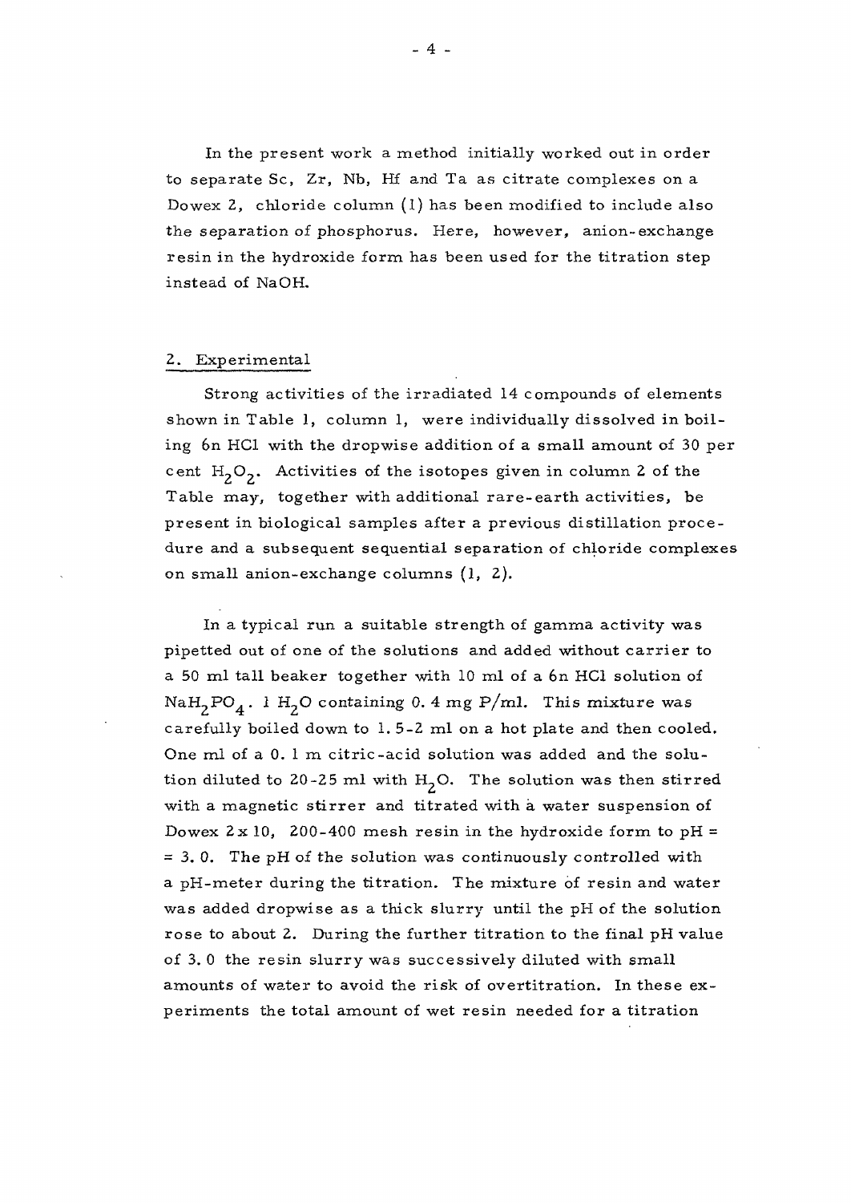In the present work a method initially worked out in order to separate Sc, Zr, Nb, Hf and Ta as citrate complexes on a Dowex 2, chloride column (1) has been modified to include also the separation of phosphorus. Here, however, anion-exchange resin in the hydroxide form has been used for the titration step instead of NaOH.

## 2. Experimental

Strong activities of the irradiated 14 compounds of elements shown in Table 1, column 1, were individually dissolved in boiling 6n HCl with the dropwise addition of a small amount of 30 per cent $H_2O_2$. Activities of the isotopes given in column 2 of the Table may, together with additional rare-earth activities, be present in biological samples after a previous distillation procedure and a subsequent sequential separation of chloride complexes on small anion-exchange columns (1, 2).

In a typical run a suitable strength of gamma activity was pipetted out of one of the solutions and added without carrier to a 50 ml tall beaker together with 10 ml of a 6n HCl solution of $NaH_2PO_4 \cdot 1\ H_2O$ containing 0.4 mg P/ml. This mixture was carefully boiled down to 1.5-2 ml on a hot plate and then cooled. One ml of a 0.1 m citric-acid solution was added and the solution diluted to 20-25 ml with $H_2O$. The solution was then stirred with a magnetic stirrer and titrated with a water suspension of Dowex 2 x 10, 200-400 mesh resin in the hydroxide form to pH = = 3.0. The pH of the solution was continuously controlled with a pH-meter during the titration. The mixture of resin and water was added dropwise as a thick slurry until the pH of the solution rose to about 2. During the further titration to the final pH value of 3.0 the resin slurry was successively diluted with small amounts of water to avoid the risk of overtitration. In these experiments the total amount of wet resin needed for a titration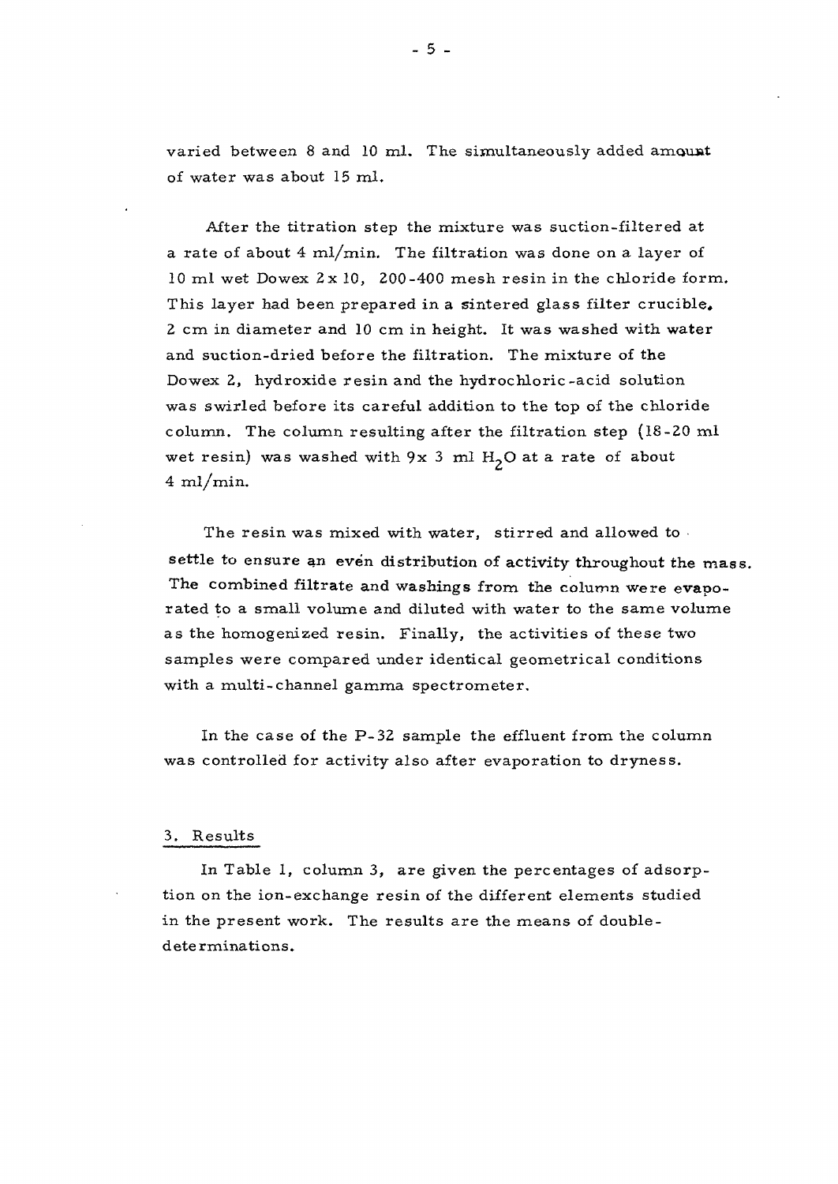varied between 8 and 10 ml. The simultaneously added amount of water was about 15 ml.

After the titration step the mixture was suction-filtered at a rate of about 4 ml/min. The filtration was done on a layer of 10 ml wet Dowex 2 x 10, 200-400 mesh resin in the chloride form. This layer had been prepared in a sintered glass filter crucible, 2 cm in diameter and 10 cm in height. It was washed with water and suction-dried before the filtration. The mixture of the Dowex 2, hydroxide resin and the hydrochloric-acid solution was swirled before its careful addition to the top of the chloride column. The column resulting after the filtration step (18-20 ml wet resin) was washed with 9x 3 ml $H_2O$ at a rate of about 4 ml/min.

The resin was mixed with water, stirred and allowed to settle to ensure an even distribution of activity throughout the mass. The combined filtrate and washings from the column were evaporated to a small volume and diluted with water to the same volume as the homogenized resin. Finally, the activities of these two samples were compared under identical geometrical conditions with a multi-channel gamma spectrometer.

In the case of the P-32 sample the effluent from the column was controlled for activity also after evaporation to dryness.

## 3. Results

In Table 1, column 3, are given the percentages of adsorption on the ion-exchange resin of the different elements studied in the present work. The results are the means of double-determinations.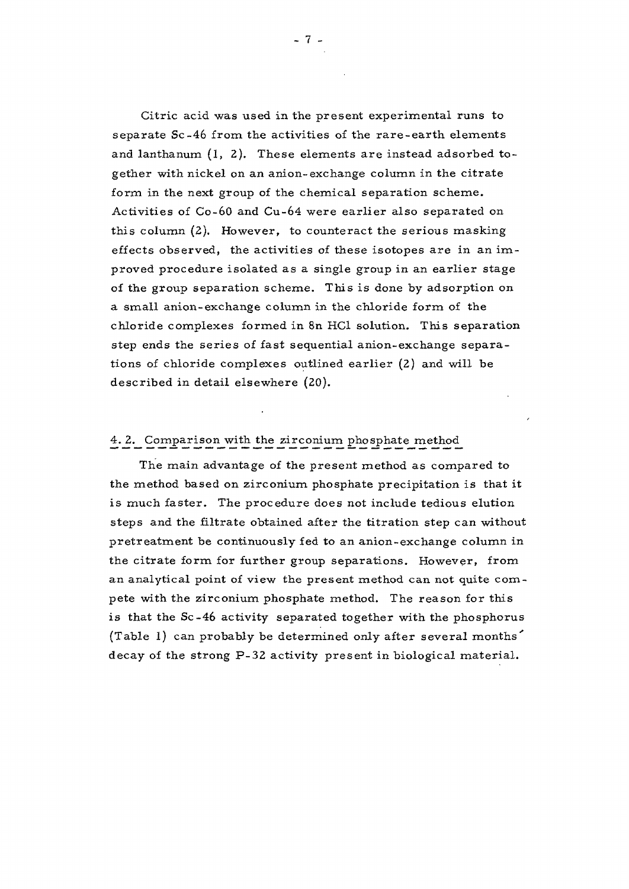Citric acid was used in the present experimental runs to separate Sc-46 from the activities of the rare-earth elements and lanthanum (1, 2). These elements are instead adsorbed together with nickel on an anion-exchange column in the citrate form in the next group of the chemical separation scheme. Activities of Co-60 and Cu-64 were earlier also separated on this column (2). However, to counteract the serious masking effects observed, the activities of these isotopes are in an improved procedure isolated as a single group in an earlier stage of the group separation scheme. This is done by adsorption on a small anion-exchange column in the chloride form of the chloride complexes formed in 8n HCl solution. This separation step ends the series of fast sequential anion-exchange separations of chloride complexes outlined earlier (2) and will be described in detail elsewhere (20).

### 4.2. Comparison with the zirconium phosphate method

The main advantage of the present method as compared to the method based on zirconium phosphate precipitation is that it is much faster. The procedure does not include tedious elution steps and the filtrate obtained after the titration step can without pretreatment be continuously fed to an anion-exchange column in the citrate form for further group separations. However, from an analytical point of view the present method can not quite compete with the zirconium phosphate method. The reason for this is that the Sc-46 activity separated together with the phosphorus (Table 1) can probably be determined only after several months' decay of the strong P-32 activity present in biological material.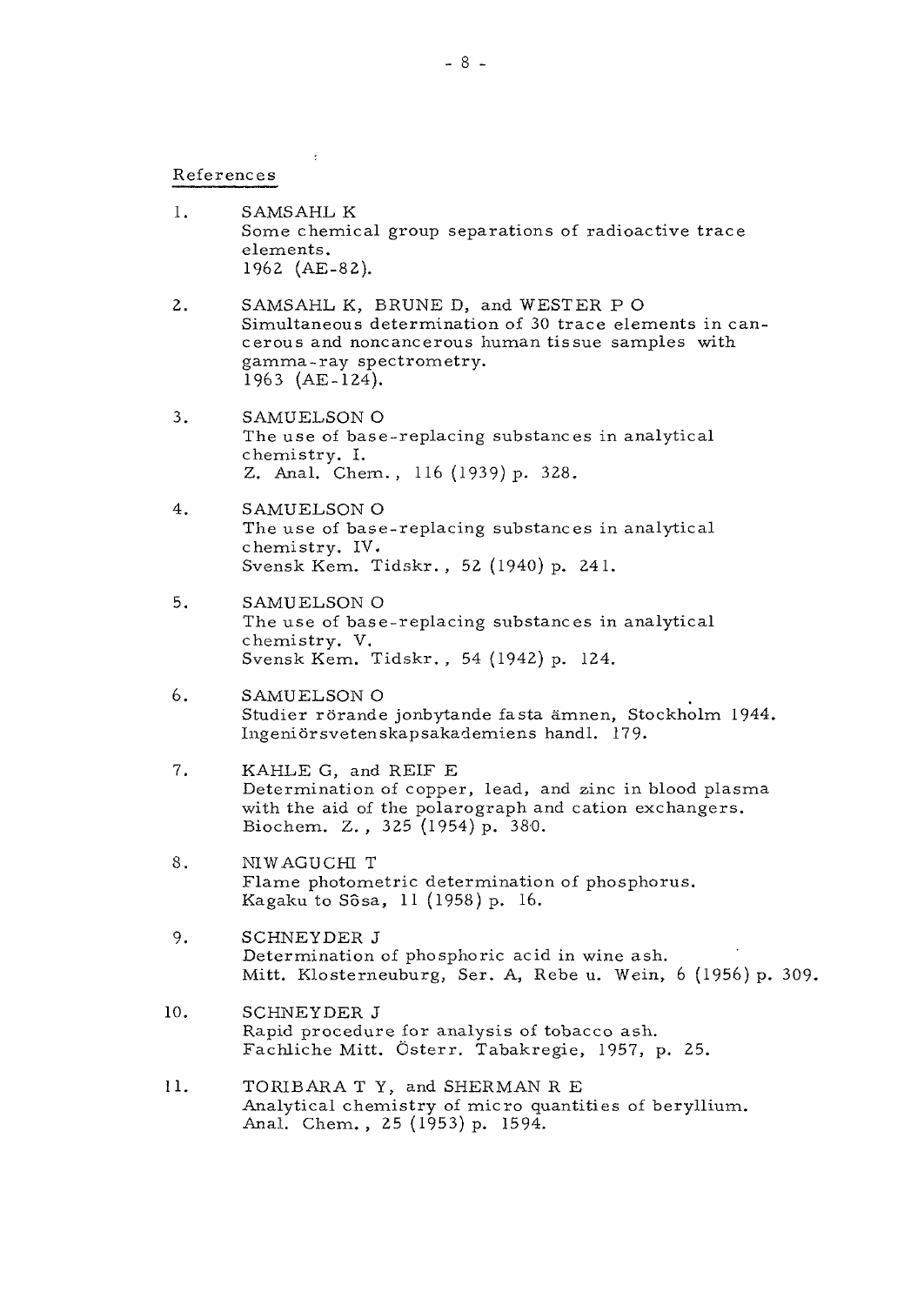## References

1. SAMSAHL K
   Some chemical group separations of radioactive trace elements.
   1962 (AE-82).

2. SAMSAHL K, BRUNE D, and WESTER P O
   Simultaneous determination of 30 trace elements in cancerous and noncancerous human tissue samples with gamma-ray spectrometry.
   1963 (AE-124).

3. SAMUELSON O
   The use of base-replacing substances in analytical chemistry. I.
   Z. Anal. Chem., 116 (1939) p. 328.

4. SAMUELSON O
   The use of base-replacing substances in analytical chemistry. IV.
   Svensk Kem. Tidskr., 52 (1940) p. 241.

5. SAMUELSON O
   The use of base-replacing substances in analytical chemistry. V.
   Svensk Kem. Tidskr., 54 (1942) p. 124.

6. SAMUELSON O
   Studier rörande jonbytande fasta ämnen, Stockholm 1944.
   Ingeniörsvetenskapsakademiens handl. 179.

7. KAHLE G, and REIF E
   Determination of copper, lead, and zinc in blood plasma with the aid of the polarograph and cation exchangers.
   Biochem. Z., 325 (1954) p. 380.

8. NIWAGUCHI T
   Flame photometric determination of phosphorus.
   Kagaku to Sôsa, 11 (1958) p. 16.

9. SCHNEYDER J
   Determination of phosphoric acid in wine ash.
   Mitt. Klosterneuburg, Ser. A, Rebe u. Wein, 6 (1956) p. 309.

10. SCHNEYDER J
    Rapid procedure for analysis of tobacco ash.
    Fachliche Mitt. Österr. Tabakregie, 1957, p. 25.

11. TORIBARA T Y, and SHERMAN R E
    Analytical chemistry of micro quantities of beryllium.
    Anal. Chem., 25 (1953) p. 1594.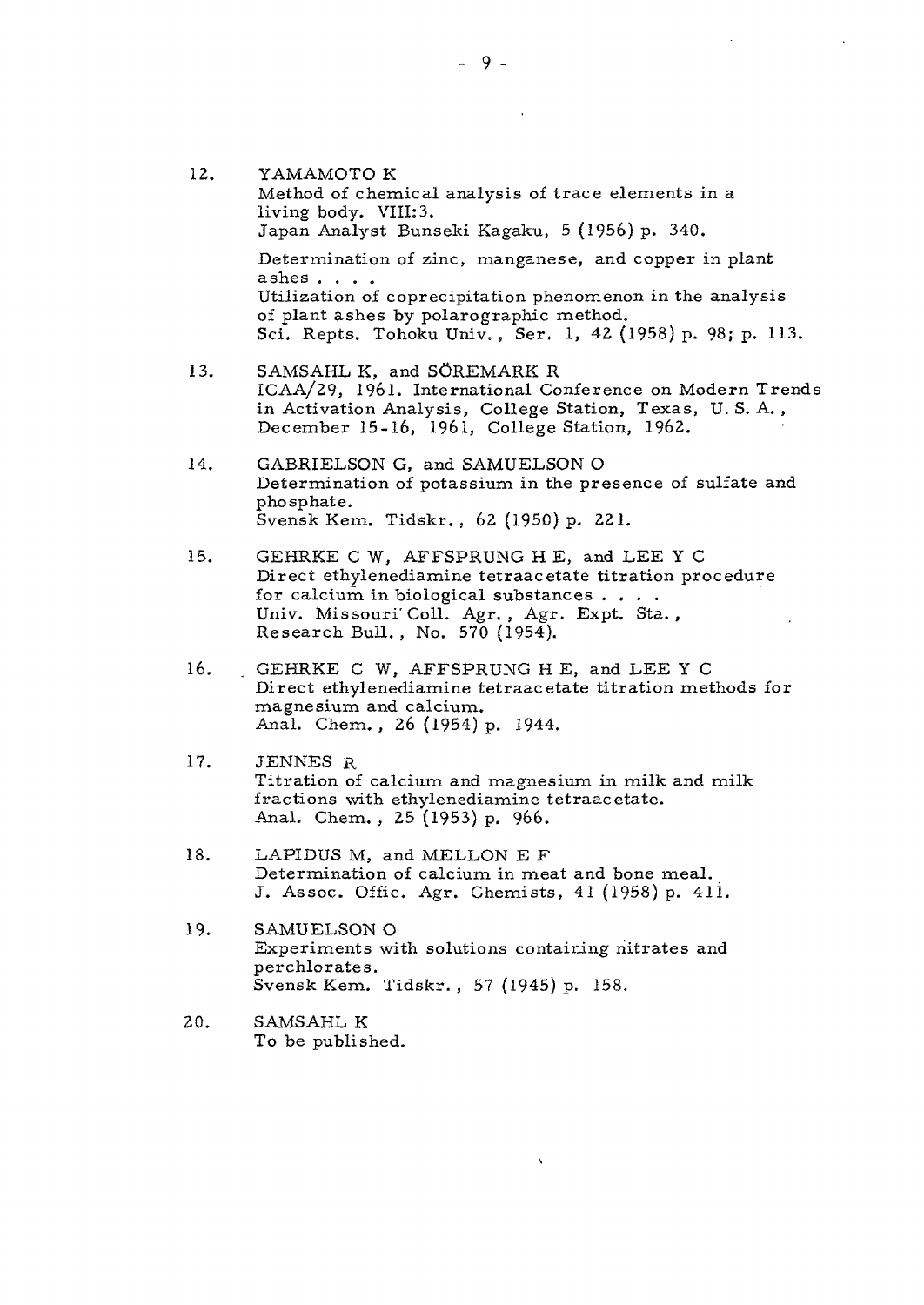12. YAMAMOTO K
    Method of chemical analysis of trace elements in a living body. VIII:3.
    Japan Analyst Bunseki Kagaku, 5 (1956) p. 340.

    Determination of zinc, manganese, and copper in plant ashes . . . .
    Utilization of coprecipitation phenomenon in the analysis of plant ashes by polarographic method.
    Sci. Repts. Tohoku Univ., Ser. 1, 42 (1958) p. 98; p. 113.

13. SAMSAHL K, and SÖREMARK R
    ICAA/29, 1961. International Conference on Modern Trends in Activation Analysis, College Station, Texas, U. S. A., December 15-16, 1961, College Station, 1962.

14. GABRIELSON G, and SAMUELSON O
    Determination of potassium in the presence of sulfate and phosphate.
    Svensk Kem. Tidskr., 62 (1950) p. 221.

15. GEHRKE C W, AFFSPRUNG H E, and LEE Y C
    Direct ethylenediamine tetraacetate titration procedure for calcium in biological substances . . . .
    Univ. Missouri Coll. Agr., Agr. Expt. Sta., Research Bull., No. 570 (1954).

16. GEHRKE C W, AFFSPRUNG H E, and LEE Y C
    Direct ethylenediamine tetraacetate titration methods for magnesium and calcium.
    Anal. Chem., 26 (1954) p. 1944.

17. JENNES R
    Titration of calcium and magnesium in milk and milk fractions with ethylenediamine tetraacetate.
    Anal. Chem., 25 (1953) p. 966.

18. LAPIDUS M, and MELLON E F
    Determination of calcium in meat and bone meal.
    J. Assoc. Offic. Agr. Chemists, 41 (1958) p. 411.

19. SAMUELSON O
    Experiments with solutions containing nitrates and perchlorates.
    Svensk Kem. Tidskr., 57 (1945) p. 158.

20. SAMSAHL K
    To be published.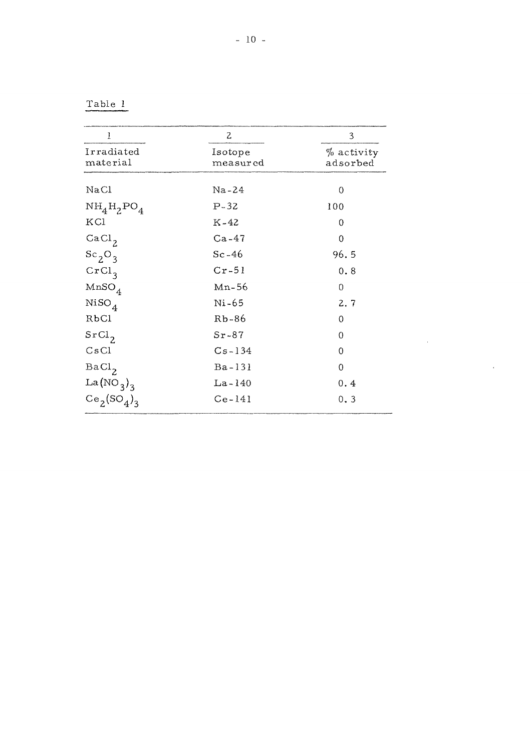Table 1

| 1 | 2 | 3 |
|---|---|---|
| Irradiated material | Isotope measured | % activity adsorbed |
| NaCl | Na-24 | 0 |
| $NH_4H_2PO_4$ | P-32 | 100 |
| KCl | K-42 | 0 |
| $CaCl_2$ | Ca-47 | 0 |
| $Sc_2O_3$ | Sc-46 | 96.5 |
| $CrCl_3$ | Cr-51 | 0.8 |
| $MnSO_4$ | Mn-56 | 0 |
| $NiSO_4$ | Ni-65 | 2.7 |
| RbCl | Rb-86 | 0 |
| $SrCl_2$ | Sr-87 | 0 |
| CsCl | Cs-134 | 0 |
| $BaCl_2$ | Ba-131 | 0 |
| $La(NO_3)_3$ | La-140 | 0.4 |
| $Ce_2(SO_4)_3$ | Ce-141 | 0.3 |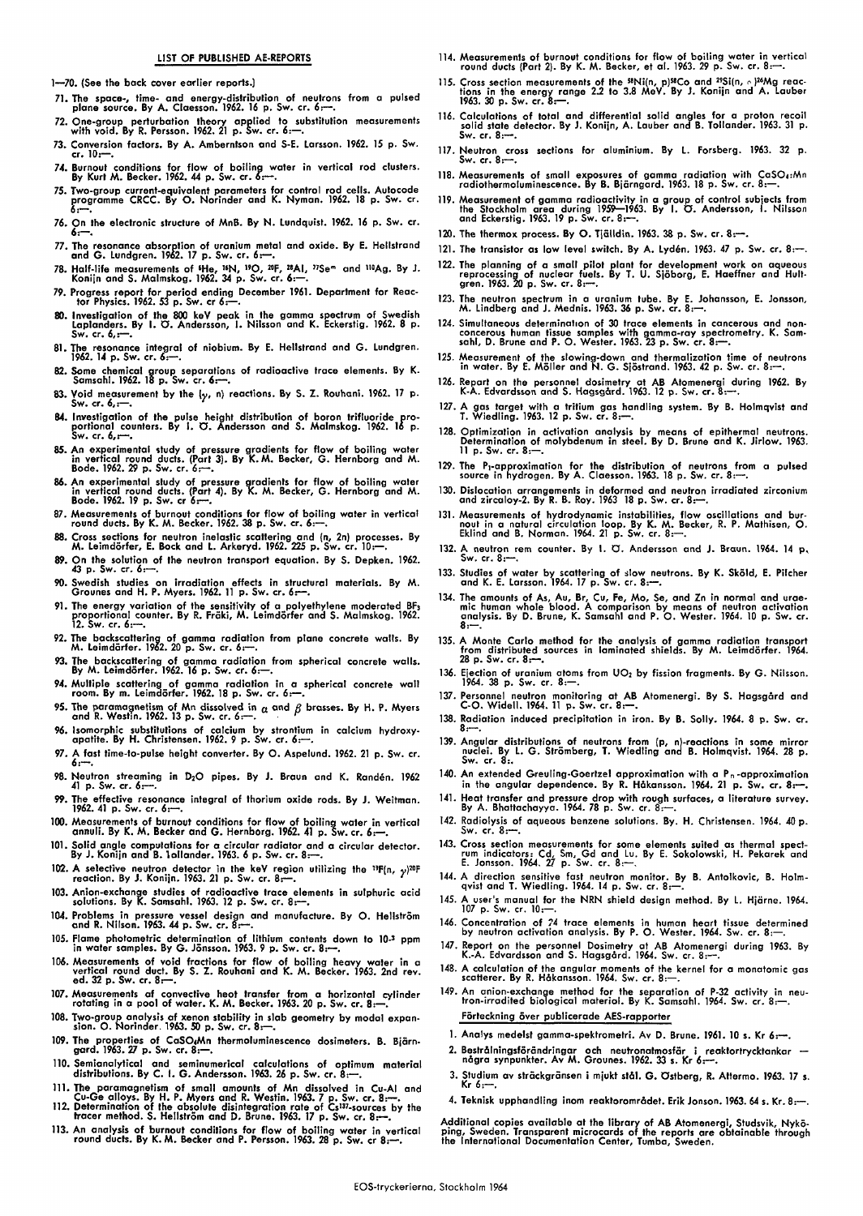## LIST OF PUBLISHED AE-REPORTS

1—70. (See the back cover earlier reports.)

71. The space-, time- and energy-distribution of neutrons from a pulsed plane source. By A. Claesson. 1962. 16 p. Sw. cr. 6:—.
72. One-group perturbation theory applied to substitution measurements with void. By R. Persson. 1962. 21 p. Sw. cr. 6:—.
73. Conversion factors. By A. Amberntson and S-E. Larsson. 1962. 15 p. Sw. cr. 10:—.
74. Burnout conditions for flow of boiling water in vertical rod clusters. By Kurt M. Becker. 1962. 44 p. Sw. cr. 6:—.
75. Two-group current-equivalent parameters for control rod cells. Autocode programme CRCC. By O. Norinder and K. Nyman. 1962. 18 p. Sw. cr. 6:—.
76. On the electronic structure of MnB. By N. Lundquist. 1962. 16 p. Sw. cr. 6:—.
77. The resonance absorption of uranium metal and oxide. By E. Hellstrand and G. Lundgren. 1962. 17 p. Sw. cr. 6:—.
78. Half-life measurements of $^{6}$He, $^{16}$N, $^{19}$O, $^{20}$F, $^{28}$Al, $^{77}$Se$^{m}$ and $^{110}$Ag. By J. Konijn and S. Malmskog. 1962. 34 p. Sw. cr. 6:—.
79. Progress report for period ending December 1961. Department for Reactor Physics. 1962. 53 p. Sw. cr. 6:—.
80. Investigation of the 800 keV peak in the gamma spectrum of Swedish Laplanders. By I. Ö. Andersson, I. Nilsson and K. Eckerstig. 1962. 8 p. Sw. cr. 6:—.
81. The resonance integral of niobium. By E. Hellstrand and G. Lundgren. 1962. 14 p. Sw. cr. 6:—.
82. Some chemical group separations of radioactive trace elements. By K. Samsahl. 1962. 18 p. Sw. cr. 6:—.
83. Void measurement by the ($\gamma$, n) reactions. By S. Z. Rouhani. 1962. 17 p. Sw. cr. 6:—.
84. Investigation of the pulse height distribution of boron trifluoride proportional counters. By I. Ö. Andersson and S. Malmskog. 1962. 16 p. Sw. cr. 6:—.
85. An experimental study of pressure gradients for flow of boiling water in vertical round ducts. (Part 3). By K. M. Becker, G. Hernborg and M. Bode. 1962. 29 p. Sw. cr. 6:—.
86. An experimental study of pressure gradients for flow of boiling water in vertical round ducts. (Part 4). By K. M. Becker, G. Hernborg and M. Bode. 1962. 19 p. Sw. cr. 6:—.
87. Measurements of burnout conditions for flow of boiling water in vertical round ducts. By K. M. Becker. 1962. 38 p. Sw. cr. 6:—.
88. Cross sections for neutron inelastic scattering and (n, 2n) processes. By M. Leimdörfer, E. Bock and L. Arkeryd. 1962. 225 p. Sw. cr. 10:—.
89. On the solution of the neutron transport equation. By S. Depken. 1962. 43 p. Sw. cr. 6:—.
90. Swedish studies on irradiation effects in structural materials. By M. Grounes and H. P. Myers. 1962. 11 p. Sw. cr. 6:—.
91. The energy variation of the sensitivity of a polyethylene moderated $BF_3$ proportional counter. By R. Fräki, M. Leimdörfer and S. Malmskog. 1962. 12. Sw. cr. 6:—.
92. The backscattering of gamma radiation from plane concrete walls. By M. Leimdörfer. 1962. 20 p. Sw. cr. 6:—.
93. The backscattering of gamma radiation from spherical concrete walls. By M. Leimdörfer. 1962. 16 p. Sw. cr. 6:—.
94. Multiple scattering of gamma radiation in a spherical concrete wall room. By m. Leimdörfer. 1962. 18 p. Sw. cr. 6:—.
95. The paramagnetism of Mn dissolved in $\alpha$ and $\beta$ brasses. By H. P. Myers and R. Westin. 1962. 13 p. Sw. cr. 6:—.
96. Isomorphic substitutions of calcium by strontium in calcium hydroxyapatite. By H. Christensen. 1962. 9 p. Sw. cr. 6:—.
97. A fast time-to-pulse height converter. By O. Aspelund. 1962. 21 p. Sw. cr. 6:—.
98. Neutron streaming in $D_2O$ pipes. By J. Braun and K. Randén. 1962 41 p. Sw. cr. 6:—.
99. The effective resonance integral of thorium oxide rods. By J. Weitman. 1962. 41 p. Sw. cr. 6:—.
100. Measurements of burnout conditions for flow of boiling water in vertical annuli. By K. M. Becker and G. Hernborg. 1962. 41 p. Sw. cr. 6:—.
101. Solid angle computations for a circular radiator and a circular detector. By J. Konijn and B. Tollander. 1963. 6 p. Sw. cr. 8:—.
102. A selective neutron detector in the keV region utilizing the $^{19}$F(n, $\gamma$)$^{20}$F reaction. By J. Konijn. 1963. 21 p. Sw. cr. 8:—.
103. Anion-exchange studies of radioactive trace elements in sulphuric acid solutions. By K. Samsahl. 1963. 12 p. Sw. cr. 8:—.
104. Problems in pressure vessel design and manufacture. By O. Hellström and R. Nilson. 1963. 44 p. Sw. cr. 8:—.
105. Flame photometric determination of lithium contents down to $10^{-3}$ ppm in water samples. By G. Jönsson. 1963. 9 p. Sw. cr. 8:—.
106. Measurements of void fractions for flow of boiling heavy water in a vertical round duct. By S. Z. Rouhani and K. M. Becker. 1963. 2nd rev. ed. 32 p. Sw. cr. 8:—.
107. Measurements of convective heat transfer from a horizontal cylinder rotating in a pool of water. K. M. Becker. 1963. 20 p. Sw. cr. 8:—.
108. Two-group analysis of xenon stability in slab geometry by modal expansion. O. Norinder. 1963. 50 p. Sw. cr. 8:—.
109. The properties of $CaSO_4$Mn thermoluminescence dosimeters. B. Bjärngard. 1963. 27 p. Sw. cr. 8:—.
110. Semianalytical and seminumerical calculations of optimum material distributions. By C. I. G. Andersson. 1963. 26 p. Sw. cr. 8:—.
111. The paramagnetism of small amounts of Mn dissolved in Cu-Al and Cu-Ge alloys. By H. P. Myers and R. Westin. 1963. 7 p. Sw. cr. 8:—.
112. Determination of the absolute disintegration rate of Cs$^{137}$-sources by the tracer method. S. Hellström and D. Brune. 1963. 17 p. Sw. cr. 8:—.
113. An analysis of burnout conditions for flow of boiling water in vertical round ducts. By K. M. Becker and P. Persson. 1963. 28 p. Sw. cr 8:—.
114. Measurements of burnout conditions for flow of boiling water in vertical round ducts (Part 2). By K. M. Becker, et al. 1963. 29 p. Sw. cr. 8:—.
115. Cross section measurements of the $^{58}$Ni(n, p)$^{58}$Co and $^{29}$Si(n, $\alpha$)$^{26}$Mg reactions in the energy range 2.2 to 3.8 MeV. By J. Konijn and A. Lauber 1963. 30 p. Sw. cr. 8:—.
116. Calculations of total and differential solid angles for a proton recoil solid state detector. By J. Konijn, A. Lauber and B. Tollander. 1963. 31 p. Sw. cr. 8:—.
117. Neutron cross sections for aluminium. By L. Forsberg. 1963. 32 p. Sw. cr. 8:—.
118. Measurements of small exposures of gamma radiation with $CaSO_4$:Mn radiothermoluminescence. By B. Bjärngard. 1963. 18 p. Sw. cr. 8:—.
119. Measurement of gamma radioactivity in a group of control subjects from the Stockholm area during 1959—1963. By I. Ö. Andersson, I. Nilsson and Eckerstig. 1963. 19 p. Sw. cr. 8:—.
120. The thermox process. By O. Tjälldin. 1963. 38 p. Sw. cr. 8:—.
121. The transistor as low level switch. By A. Lydén. 1963. 47 p. Sw. cr. 8:—.
122. The planning of a small pilot plant for development work on aqueous reprocessing of nuclear fuels. By T. U. Sjöborg, E. Haeffner and Hultgren. 1963. 20 p. Sw. cr. 8:—.
123. The neutron spectrum in a uranium tube. By E. Johansson, E. Jonsson, M. Lindberg and J. Mednis. 1963. 36 p. Sw. cr. 8:—.
124. Simultaneous determination of 30 trace elements in cancerous and noncancerous human tissue samples with gamma-ray spectrometry. K. Samsahl, D. Brune and P. O. Wester. 1963. 23 p. Sw. cr. 8:—.
125. Measurement of the slowing-down and thermalization time of neutrons in water. By E. Möller and N. G. Sjöstrand. 1963. 42 p. Sw. cr. 8:—.
126. Report on the personnel dosimetry at AB Atomenergi during 1962. By K-A. Edvardsson and S. Hagsgård. 1963. 12 p. Sw. cr. 8:—.
127. A gas target with a tritium gas handling system. By B. Holmqvist and T. Wiedling. 1963. 12 p. Sw. cr. 8:—.
128. Optimization in activation analysis by means of epithermal neutrons. Determination of molybdenum in steel. By D. Brune and K. Jirlow. 1963. 11 p. Sw. cr. 8:—.
129. The $P_1$-approximation for the distribution of neutrons from a pulsed source in hydrogen. By A. Claesson. 1963. 18 p. Sw. cr. 8:—.
130. Dislocation arrangements in deformed and neutron irradiated zirconium and zircaloy-2. By R. B. Roy. 1963 18 p. Sw. cr. 8:—.
131. Measurements of hydrodynamic instabilities, flow oscillations and burnout in a natural circulation loop. By K. M. Becker, R. P. Mathisen, O. Eklind and B. Norman. 1964. 21 p. Sw. cr. 8:—.
132. A neutron rem counter. By I. Ö. Andersson and J. Braun. 1964. 14 p. Sw. cr. 8:—.
133. Studies of water by scattering of slow neutrons. By K. Sköld, E. Pilcher and K. E. Larsson. 1964. 17 p. Sw. cr. 8:—.
134. The amounts of As, Au, Br, Cu, Fe, Mo, Se, and Zn in normal and uraemic human whole blood. A comparison by means of neutron activation analysis. By D. Brune, K. Samsahl and P. O. Wester. 1964. 10 p. Sw. cr. 8:—.
135. A Monte Carlo method for the analysis of gamma radiation transport from distributed sources in laminated shields. By M. Leimdörfer. 1964. 28 p. Sw. cr. 8:—.
136. Ejection of uranium atoms from $UO_2$ by fission fragments. By G. Nilsson. 1964. 38 p. Sw. cr. 8:—.
137. Personnel neutron monitoring at AB Atomenergi. By S. Hagsgård and C-O. Widell. 1964. 11 p. Sw. cr. 8:—.
138. Radiation induced precipitation in iron. By B. Solly. 1964. 8 p. Sw. cr. 8:—.
139. Angular distributions of neutrons from (p, n)-reactions in some mirror nuclei. By L. G. Strömberg, T. Wiedling and B. Holmqvist. 1964. 28 p. Sw. cr. 8:.
140. An extended Greuling-Goertzel approximation with a $P_n$-approximation in the angular dependence. By R. Håkansson. 1964. 21 p. Sw. cr. 8:—.
141. Heat transfer and pressure drop with rough surfaces, a literature survey. By A. Bhattachayya. 1964. 78 p. Sw. cr. 8:—.
142. Radiolysis of aqueous benzene solutions. By H. Christensen. 1964. 40 p. Sw. cr. 8:—.
143. Cross section measurements for some elements suited as thermal spectrum indicators: Cd, Sm, Gd and Lu. By E. Sokolowski, H. Pekarek and E. Jonsson. 1964. 27 p. Sw. cr. 8:—.
144. A direction sensitive fast neutron monitor. By B. Antolkovic, B. Holmqvist and T. Wiedling. 1964. 14 p. Sw. cr. 8:—.
145. A user's manual for the NRN shield design method. By L. Hjärne. 1964. 107 p. Sw. cr. 10:—.
146. Concentration of 24 trace elements in human heart tissue determined by neutron activation analysis. By P. O. Wester. 1964. Sw. cr. 8:—.
147. Report on the personnel Dosimetry at AB Atomenergi during 1963. By K.-A. Edvardsson and S. Hagsgård. 1964. Sw. cr. 8:—.
148. A calculation of the angular moments of the kernel for a monatomic gas scatterer. By R. Håkansson. 1964. Sw. cr. 8:—.
149. An anion-exchange method for the separation of P-32 activity in neutron-irradited biological material. By K. Samsahl. 1964. Sw. cr. 8:—.

### Förteckning över publicerade AES-rapporter

1. Analys medelst gamma-spektrometri. Av D. Brune. 1961. 10 s. Kr 6:—.
2. Bestrålningsförändringar och neutronatmosfär i reaktortrycktankar — några synpunkter. Av M. Grounes. 1962. 33 s. Kr 6:—.
3. Studium av sträckgränsen i mjukt stål. G. Östberg, R. Attermo. 1963. 17 s. Kr 6:—.
4. Teknisk upphandling inom reaktorområdet. Erik Jonson. 1963. 64 s. Kr. 8:—.

Additional copies available at the library of AB Atomenergi, Studsvik, Nyköping, Sweden. Transparent microcards of the reports are obtainable through the International Documentation Center, Tumba, Sweden.

EOS-tryckerierna, Stockholm 1964